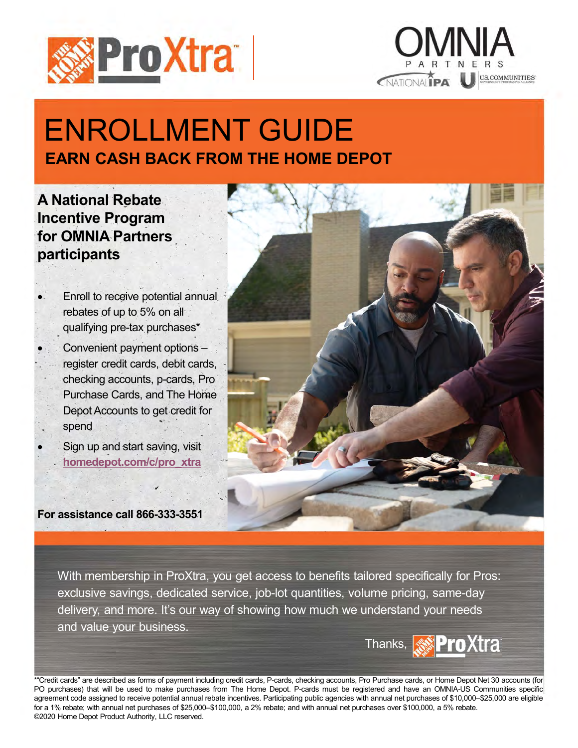# ENROLLMENT GUIDE

## EARN CASH BACK FROM THE HOME DEPOT

### A National Rebate Incentive Program for OMNIA Partners participants

- Enroll to receive potential annual rebates of up to 5% on all qualifying pre-tax purchases*
- Convenient payment options – register credit cards, debit cards, checking accounts, p-cards, Pro Purchase Cards, and The Home Depot Accounts to get credit for spend
- Sign up and start saving, visit **homedepot.com/c/pro_xtra**

**For assistance call 866-333-3551**

With membership in ProXtra, you get access to benefits tailored specifically for Pros: exclusive savings, dedicated service, job-lot quantities, volume pricing, same-day delivery, and more. It's our way of showing how much we understand your needs and value your business.

Thanks, ProXtra

*"Credit cards" are described as forms of payment including credit cards, P-cards, checking accounts, Pro Purchase cards, or Home Depot Net 30 accounts (for PO purchases) that will be used to make purchases from The Home Depot. P-cards must be registered and have an OMNIA-US Communities specific agreement code assigned to receive potential annual rebate incentives. Participating public agencies with annual net purchases of $10,000–$25,000 are eligible for a 1% rebate; with annual net purchases of $25,000–$100,000, a 2% rebate; and with annual net purchases over $100,000, a 5% rebate.
©2020 Home Depot Product Authority, LLC reserved.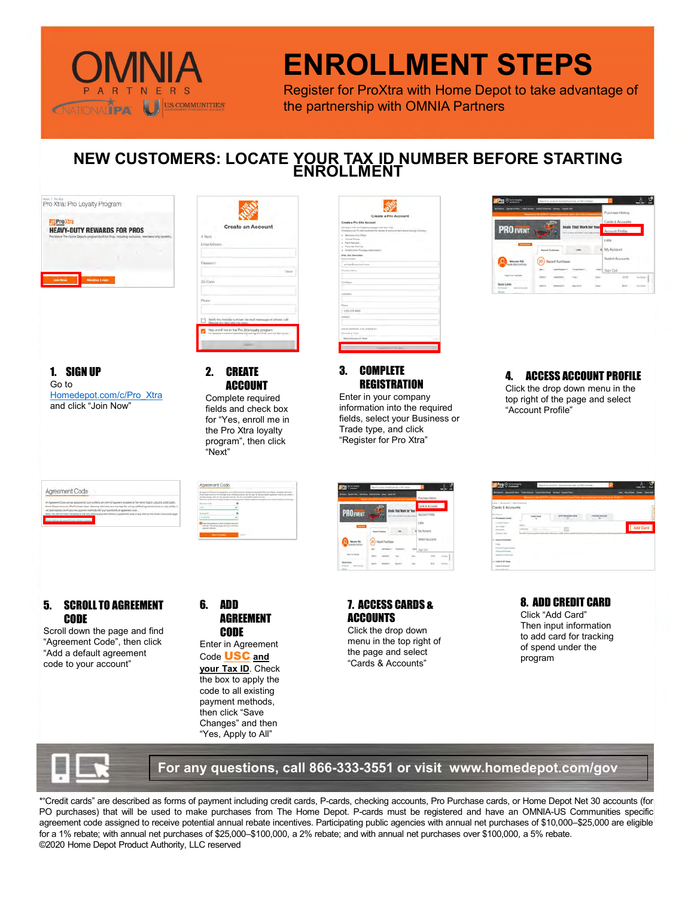OMNIA PARTNERS

NATIONAL IPA | U.S. COMMUNITIES

# ENROLLMENT STEPS

Register for ProXtra with Home Depot to take advantage of the partnership with OMNIA Partners

## NEW CUSTOMERS: LOCATE YOUR TAX ID NUMBER BEFORE STARTING ENROLLMENT

### 1. SIGN UP

Go to Homedepot.com/c/Pro_Xtra and click "Join Now"

### 2. CREATE ACCOUNT

Complete required fields and check box for "Yes, enroll me in the Pro Xtra loyalty program", then click "Next"

### 3. COMPLETE REGISTRATION

Enter in your company information into the required fields, select your Business or Trade type, and click "Register for Pro Xtra"

### 4. ACCESS ACCOUNT PROFILE

Click the drop down menu in the top right of the page and select "Account Profile"

### 5. SCROLL TO AGREEMENT CODE

Scroll down the page and find "Agreement Code", then click "Add a default agreement code to your account"

### 6. ADD AGREEMENT CODE

Enter in Agreement Code **USC** **and** **your Tax ID**. Check the box to apply the code to all existing payment methods, then click "Save Changes" and then "Yes, Apply to All"

### 7. ACCESS CARDS & ACCOUNTS

Click the drop down menu in the top right of the page and select "Cards & Accounts"

### 8. ADD CREDIT CARD

Click "Add Card"
Then input information to add card for tracking of spend under the program

**For any questions, call 866-333-3551 or visit www.homedepot.com/gov**

*"Credit cards" are described as forms of payment including credit cards, P-cards, checking accounts, Pro Purchase cards, or Home Depot Net 30 accounts (for PO purchases) that will be used to make purchases from The Home Depot. P-cards must be registered and have an OMNIA-US Communities specific agreement code assigned to receive potential annual rebate incentives. Participating public agencies with annual net purchases of $10,000–$25,000 are eligible for a 1% rebate; with annual net purchases of $25,000–$100,000, a 2% rebate; and with annual net purchases over $100,000, a 5% rebate.

©2020 Home Depot Product Authority, LLC reserved